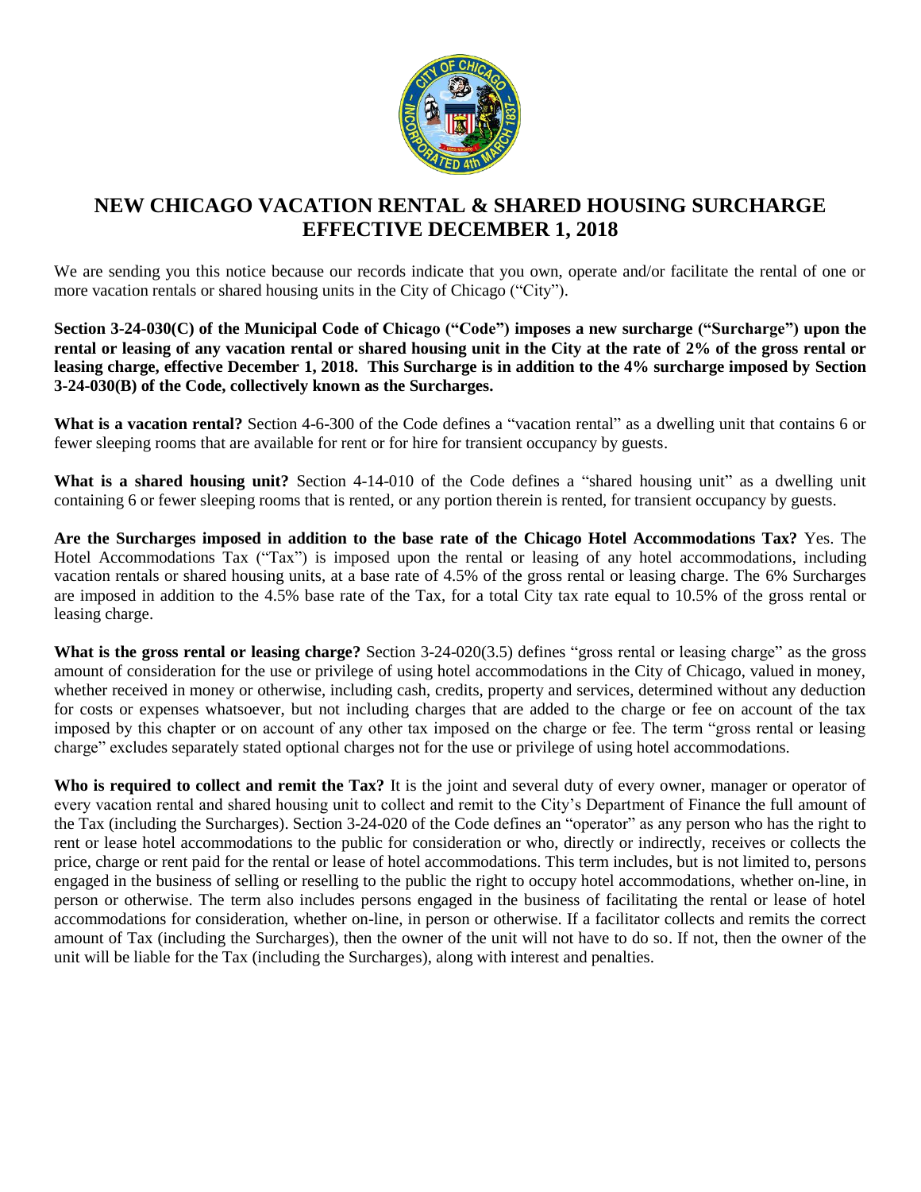# NEW CHICAGO VACATION RENTAL & SHARED HOUSING SURCHARGE EFFECTIVE DECEMBER 1, 2018

We are sending you this notice because our records indicate that you own, operate and/or facilitate the rental of one or more vacation rentals or shared housing units in the City of Chicago ("City").

**Section 3-24-030(C) of the Municipal Code of Chicago ("Code") imposes a new surcharge ("Surcharge") upon the rental or leasing of any vacation rental or shared housing unit in the City at the rate of 2% of the gross rental or leasing charge, effective December 1, 2018. This Surcharge is in addition to the 4% surcharge imposed by Section 3-24-030(B) of the Code, collectively known as the Surcharges.**

**What is a vacation rental?** Section 4-6-300 of the Code defines a "vacation rental" as a dwelling unit that contains 6 or fewer sleeping rooms that are available for rent or for hire for transient occupancy by guests.

**What is a shared housing unit?** Section 4-14-010 of the Code defines a "shared housing unit" as a dwelling unit containing 6 or fewer sleeping rooms that is rented, or any portion therein is rented, for transient occupancy by guests.

**Are the Surcharges imposed in addition to the base rate of the Chicago Hotel Accommodations Tax?** Yes. The Hotel Accommodations Tax ("Tax") is imposed upon the rental or leasing of any hotel accommodations, including vacation rentals or shared housing units, at a base rate of 4.5% of the gross rental or leasing charge. The 6% Surcharges are imposed in addition to the 4.5% base rate of the Tax, for a total City tax rate equal to 10.5% of the gross rental or leasing charge.

**What is the gross rental or leasing charge?** Section 3-24-020(3.5) defines "gross rental or leasing charge" as the gross amount of consideration for the use or privilege of using hotel accommodations in the City of Chicago, valued in money, whether received in money or otherwise, including cash, credits, property and services, determined without any deduction for costs or expenses whatsoever, but not including charges that are added to the charge or fee on account of the tax imposed by this chapter or on account of any other tax imposed on the charge or fee. The term "gross rental or leasing charge" excludes separately stated optional charges not for the use or privilege of using hotel accommodations.

**Who is required to collect and remit the Tax?** It is the joint and several duty of every owner, manager or operator of every vacation rental and shared housing unit to collect and remit to the City's Department of Finance the full amount of the Tax (including the Surcharges). Section 3-24-020 of the Code defines an "operator" as any person who has the right to rent or lease hotel accommodations to the public for consideration or who, directly or indirectly, receives or collects the price, charge or rent paid for the rental or lease of hotel accommodations. This term includes, but is not limited to, persons engaged in the business of selling or reselling to the public the right to occupy hotel accommodations, whether on-line, in person or otherwise. The term also includes persons engaged in the business of facilitating the rental or lease of hotel accommodations for consideration, whether on-line, in person or otherwise. If a facilitator collects and remits the correct amount of Tax (including the Surcharges), then the owner of the unit will not have to do so. If not, then the owner of the unit will be liable for the Tax (including the Surcharges), along with interest and penalties.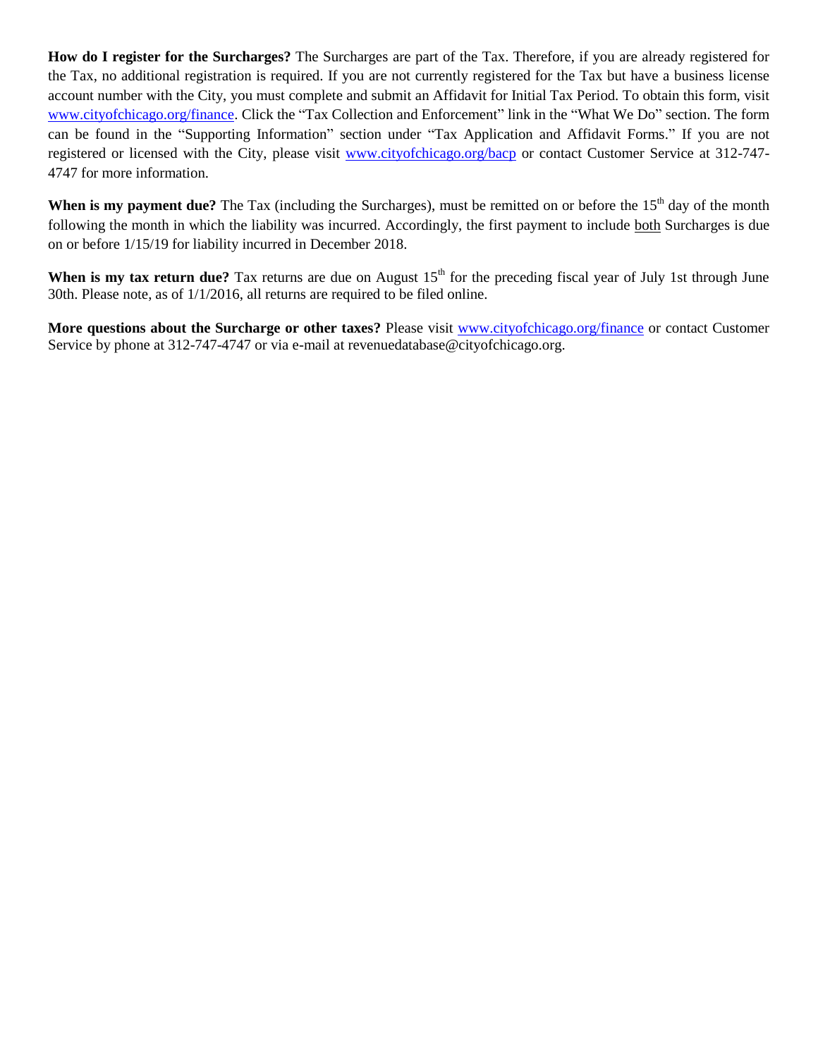**How do I register for the Surcharges?** The Surcharges are part of the Tax. Therefore, if you are already registered for the Tax, no additional registration is required. If you are not currently registered for the Tax but have a business license account number with the City, you must complete and submit an Affidavit for Initial Tax Period. To obtain this form, visit www.cityofchicago.org/finance. Click the "Tax Collection and Enforcement" link in the "What We Do" section. The form can be found in the "Supporting Information" section under "Tax Application and Affidavit Forms." If you are not registered or licensed with the City, please visit www.cityofchicago.org/bacp or contact Customer Service at 312-747-4747 for more information.

**When is my payment due?** The Tax (including the Surcharges), must be remitted on or before the 15th day of the month following the month in which the liability was incurred. Accordingly, the first payment to include both Surcharges is due on or before 1/15/19 for liability incurred in December 2018.

**When is my tax return due?** Tax returns are due on August 15th for the preceding fiscal year of July 1st through June 30th. Please note, as of 1/1/2016, all returns are required to be filed online.

**More questions about the Surcharge or other taxes?** Please visit www.cityofchicago.org/finance or contact Customer Service by phone at 312-747-4747 or via e-mail at revenuedatabase@cityofchicago.org.